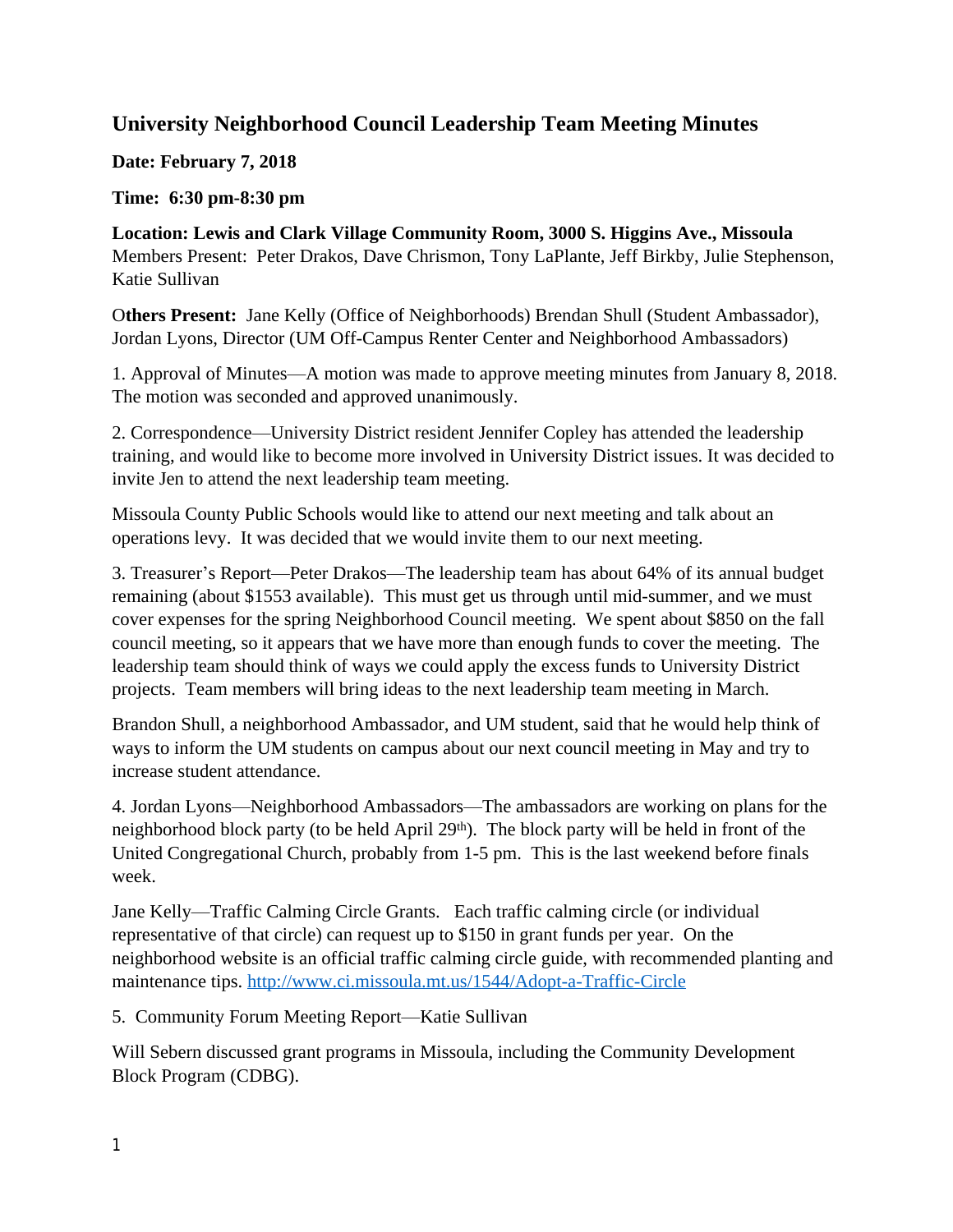# University Neighborhood Council Leadership Team Meeting Minutes

**Date: February 7, 2018**

**Time: 6:30 pm-8:30 pm**

**Location: Lewis and Clark Village Community Room, 3000 S. Higgins Ave., Missoula**
Members Present: Peter Drakos, Dave Chrismon, Tony LaPlante, Jeff Birkby, Julie Stephenson, Katie Sullivan

O**thers Present:** Jane Kelly (Office of Neighborhoods) Brendan Shull (Student Ambassador), Jordan Lyons, Director (UM Off-Campus Renter Center and Neighborhood Ambassadors)

1. Approval of Minutes—A motion was made to approve meeting minutes from January 8, 2018. The motion was seconded and approved unanimously.

2. Correspondence—University District resident Jennifer Copley has attended the leadership training, and would like to become more involved in University District issues. It was decided to invite Jen to attend the next leadership team meeting.

Missoula County Public Schools would like to attend our next meeting and talk about an operations levy. It was decided that we would invite them to our next meeting.

3. Treasurer's Report—Peter Drakos—The leadership team has about 64% of its annual budget remaining (about $1553 available). This must get us through until mid-summer, and we must cover expenses for the spring Neighborhood Council meeting. We spent about $850 on the fall council meeting, so it appears that we have more than enough funds to cover the meeting. The leadership team should think of ways we could apply the excess funds to University District projects. Team members will bring ideas to the next leadership team meeting in March.

Brandon Shull, a neighborhood Ambassador, and UM student, said that he would help think of ways to inform the UM students on campus about our next council meeting in May and try to increase student attendance.

4. Jordan Lyons—Neighborhood Ambassadors—The ambassadors are working on plans for the neighborhood block party (to be held April 29th). The block party will be held in front of the United Congregational Church, probably from 1-5 pm. This is the last weekend before finals week.

Jane Kelly—Traffic Calming Circle Grants. Each traffic calming circle (or individual representative of that circle) can request up to $150 in grant funds per year. On the neighborhood website is an official traffic calming circle guide, with recommended planting and maintenance tips. http://www.ci.missoula.mt.us/1544/Adopt-a-Traffic-Circle

5. Community Forum Meeting Report—Katie Sullivan

Will Sebern discussed grant programs in Missoula, including the Community Development Block Program (CDBG).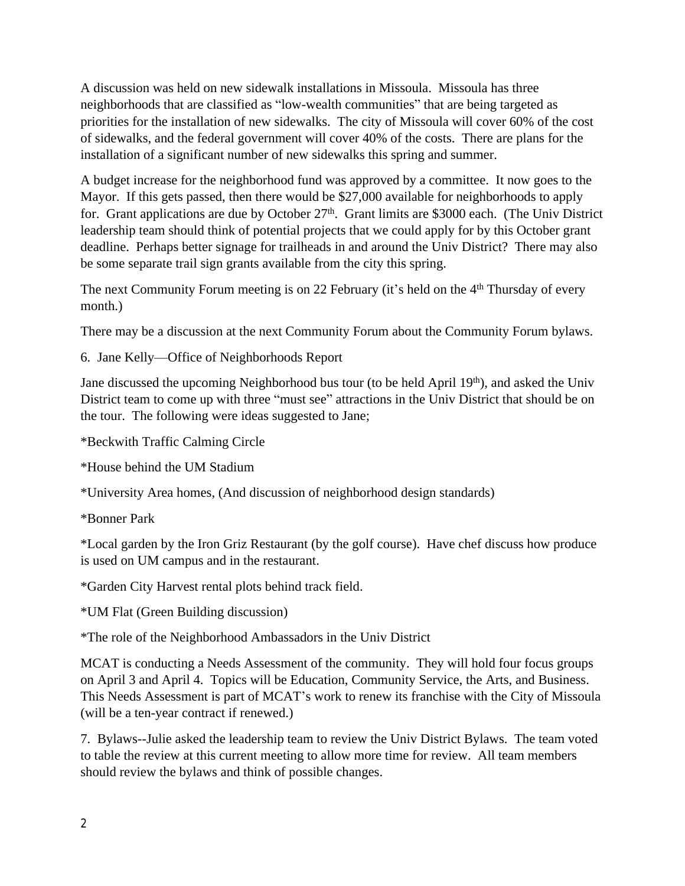A discussion was held on new sidewalk installations in Missoula. Missoula has three neighborhoods that are classified as "low-wealth communities" that are being targeted as priorities for the installation of new sidewalks. The city of Missoula will cover 60% of the cost of sidewalks, and the federal government will cover 40% of the costs. There are plans for the installation of a significant number of new sidewalks this spring and summer.

A budget increase for the neighborhood fund was approved by a committee. It now goes to the Mayor. If this gets passed, then there would be $27,000 available for neighborhoods to apply for. Grant applications are due by October 27th. Grant limits are $3000 each. (The Univ District leadership team should think of potential projects that we could apply for by this October grant deadline. Perhaps better signage for trailheads in and around the Univ District? There may also be some separate trail sign grants available from the city this spring.

The next Community Forum meeting is on 22 February (it's held on the 4th Thursday of every month.)

There may be a discussion at the next Community Forum about the Community Forum bylaws.

6. Jane Kelly—Office of Neighborhoods Report

Jane discussed the upcoming Neighborhood bus tour (to be held April 19th), and asked the Univ District team to come up with three "must see" attractions in the Univ District that should be on the tour. The following were ideas suggested to Jane;

*Beckwith Traffic Calming Circle

*House behind the UM Stadium

*University Area homes, (And discussion of neighborhood design standards)

*Bonner Park

*Local garden by the Iron Griz Restaurant (by the golf course). Have chef discuss how produce is used on UM campus and in the restaurant.

*Garden City Harvest rental plots behind track field.

*UM Flat (Green Building discussion)

*The role of the Neighborhood Ambassadors in the Univ District

MCAT is conducting a Needs Assessment of the community. They will hold four focus groups on April 3 and April 4. Topics will be Education, Community Service, the Arts, and Business. This Needs Assessment is part of MCAT's work to renew its franchise with the City of Missoula (will be a ten-year contract if renewed.)

7. Bylaws--Julie asked the leadership team to review the Univ District Bylaws. The team voted to table the review at this current meeting to allow more time for review. All team members should review the bylaws and think of possible changes.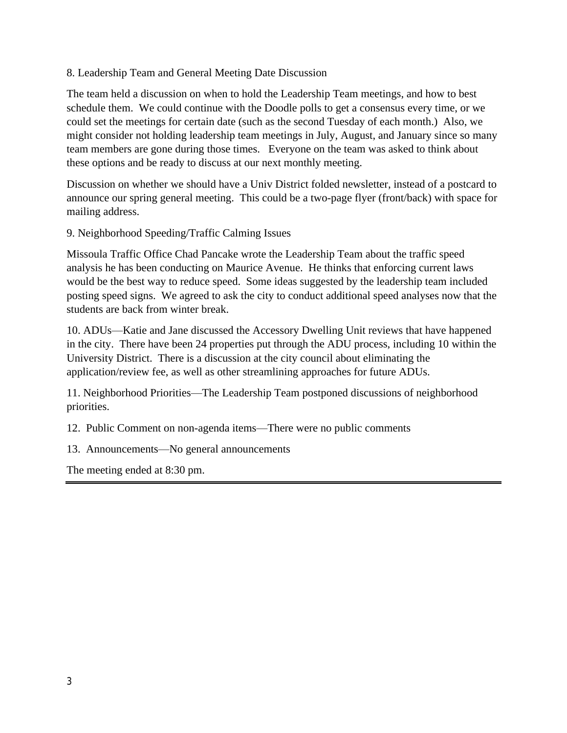8. Leadership Team and General Meeting Date Discussion

The team held a discussion on when to hold the Leadership Team meetings, and how to best schedule them. We could continue with the Doodle polls to get a consensus every time, or we could set the meetings for certain date (such as the second Tuesday of each month.) Also, we might consider not holding leadership team meetings in July, August, and January since so many team members are gone during those times. Everyone on the team was asked to think about these options and be ready to discuss at our next monthly meeting.

Discussion on whether we should have a Univ District folded newsletter, instead of a postcard to announce our spring general meeting. This could be a two-page flyer (front/back) with space for mailing address.

9. Neighborhood Speeding/Traffic Calming Issues

Missoula Traffic Office Chad Pancake wrote the Leadership Team about the traffic speed analysis he has been conducting on Maurice Avenue. He thinks that enforcing current laws would be the best way to reduce speed. Some ideas suggested by the leadership team included posting speed signs. We agreed to ask the city to conduct additional speed analyses now that the students are back from winter break.

10. ADUs—Katie and Jane discussed the Accessory Dwelling Unit reviews that have happened in the city. There have been 24 properties put through the ADU process, including 10 within the University District. There is a discussion at the city council about eliminating the application/review fee, as well as other streamlining approaches for future ADUs.

11. Neighborhood Priorities—The Leadership Team postponed discussions of neighborhood priorities.

12. Public Comment on non-agenda items—There were no public comments

13. Announcements—No general announcements

The meeting ended at 8:30 pm.